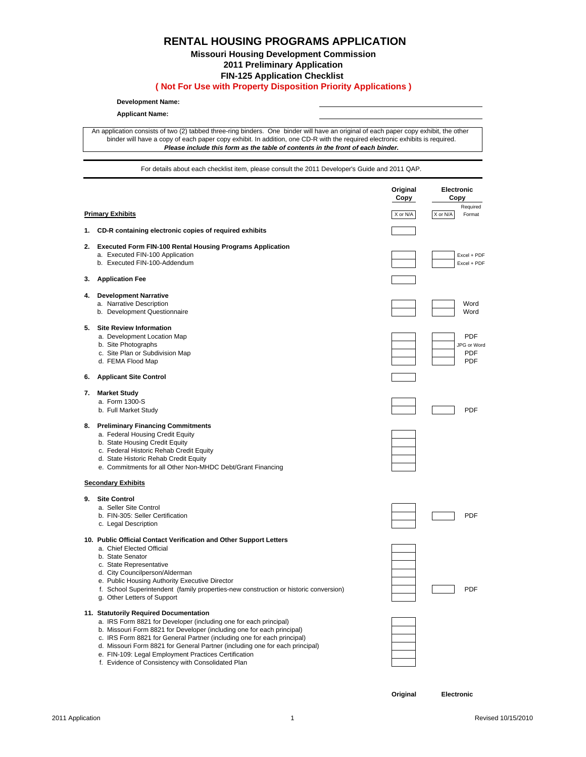# RENTAL HOUSING PROGRAMS APPLICATION

## Missouri Housing Development Commission
## 2011 Preliminary Application
## FIN-125 Application Checklist
## ( Not For Use with Property Disposition Priority Applications )

**Development Name:** \_\_\_\_\_\_\_\_\_\_\_\_\_\_\_\_\_\_\_\_

**Applicant Name:** \_\_\_\_\_\_\_\_\_\_\_\_\_\_\_\_\_\_\_\_

An application consists of two (2) tabbed three-ring binders. One binder will have an original of each paper copy exhibit, the other binder will have a copy of each paper copy exhibit. In addition, one CD-R with the required electronic exhibits is required.
***Please include this form as the table of contents in the front of each binder.***

For details about each checklist item, please consult the 2011 Developer's Guide and 2011 QAP.

| Primary Exhibits | Original Copy (X or N/A) | Electronic Copy (X or N/A) | Required Format |
|---|---|---|---|
| **1. CD-R containing electronic copies of required exhibits** | | | |
| **2. Executed Form FIN-100 Rental Housing Programs Application** | | | |
| a. Executed FIN-100 Application | | | Excel + PDF |
| b. Executed FIN-100-Addendum | | | Excel + PDF |
| **3. Application Fee** | | | |
| **4. Development Narrative** | | | |
| a. Narrative Description | | | Word |
| b. Development Questionnaire | | | Word |
| **5. Site Review Information** | | | |
| a. Development Location Map | | | PDF |
| b. Site Photographs | | | JPG or Word |
| c. Site Plan or Subdivision Map | | | PDF |
| d. FEMA Flood Map | | | PDF |
| **6. Applicant Site Control** | | | |
| **7. Market Study** | | | |
| a. Form 1300-S | | | |
| b. Full Market Study | | | PDF |
| **8. Preliminary Financing Commitments** | | | |
| a. Federal Housing Credit Equity | | | |
| b. State Housing Credit Equity | | | |
| c. Federal Historic Rehab Credit Equity | | | |
| d. State Historic Rehab Credit Equity | | | |
| e. Commitments for all Other Non-MHDC Debt/Grant Financing | | | |

| Secondary Exhibits | Original Copy | Electronic Copy | Required Format |
|---|---|---|---|
| **9. Site Control** | | | |
| a. Seller Site Control | | | |
| b. FIN-305: Seller Certification | | | PDF |
| c. Legal Description | | | |
| **10. Public Official Contact Verification and Other Support Letters** | | | |
| a. Chief Elected Official | | | |
| b. State Senator | | | |
| c. State Representative | | | |
| d. City Councilperson/Alderman | | | |
| e. Public Housing Authority Executive Director | | | |
| f. School Superintendent (family properties-new construction or historic conversion) | | | PDF |
| g. Other Letters of Support | | | |
| **11. Statutorily Required Documentation** | | | |
| a. IRS Form 8821 for Developer (including one for each principal) | | | |
| b. Missouri Form 8821 for Developer (including one for each principal) | | | |
| c. IRS Form 8821 for General Partner (including one for each principal) | | | |
| d. Missouri Form 8821 for General Partner (including one for each principal) | | | |
| e. FIN-109: Legal Employment Practices Certification | | | |
| f. Evidence of Consistency with Consolidated Plan | | | |

Original Electronic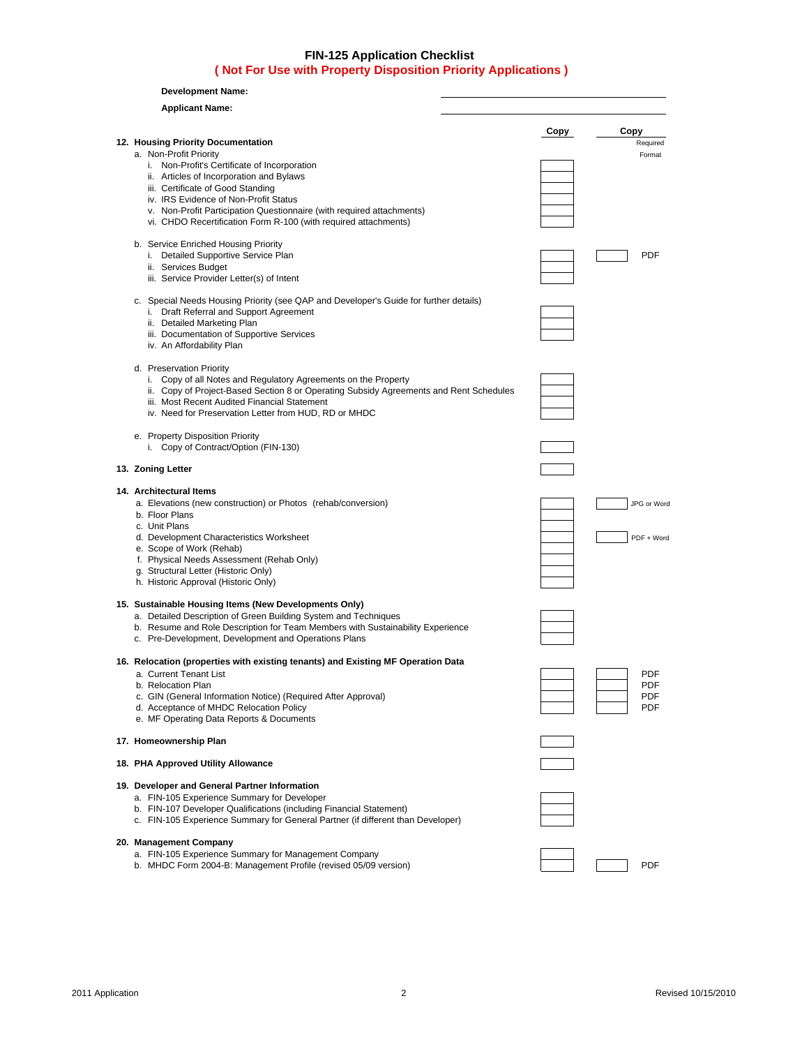# FIN-125 Application Checklist

**( Not For Use with Property Disposition Priority Applications )**

**Development Name:** ______________________

**Applicant Name:** ______________________

| | Copy | Copy Required Format |
|---|---|---|
| **12. Housing Priority Documentation** | | |
| a. Non-Profit Priority | | |
| i. Non-Profit's Certificate of Incorporation | ☐ | |
| ii. Articles of Incorporation and Bylaws | ☐ | |
| iii. Certificate of Good Standing | ☐ | |
| iv. IRS Evidence of Non-Profit Status | ☐ | |
| v. Non-Profit Participation Questionnaire (with required attachments) | ☐ | |
| vi. CHDO Recertification Form R-100 (with required attachments) | ☐ | |
| b. Service Enriched Housing Priority | | |
| i. Detailed Supportive Service Plan | ☐ | ☐ PDF |
| ii. Services Budget | ☐ | |
| iii. Service Provider Letter(s) of Intent | ☐ | |
| c. Special Needs Housing Priority (see QAP and Developer's Guide for further details) | | |
| i. Draft Referral and Support Agreement | ☐ | |
| ii. Detailed Marketing Plan | ☐ | |
| iii. Documentation of Supportive Services | ☐ | |
| iv. An Affordability Plan | | |
| d. Preservation Priority | | |
| i. Copy of all Notes and Regulatory Agreements on the Property | ☐ | |
| ii. Copy of Project-Based Section 8 or Operating Subsidy Agreements and Rent Schedules | ☐ | |
| iii. Most Recent Audited Financial Statement | ☐ | |
| iv. Need for Preservation Letter from HUD, RD or MHDC | ☐ | |
| e. Property Disposition Priority | | |
| i. Copy of Contract/Option (FIN-130) | ☐ | |
| **13. Zoning Letter** | ☐ | |
| **14. Architectural Items** | | |
| a. Elevations (new construction) or Photos (rehab/conversion) | ☐ | ☐ JPG or Word |
| b. Floor Plans | ☐ | |
| c. Unit Plans | ☐ | |
| d. Development Characteristics Worksheet | ☐ | ☐ PDF + Word |
| e. Scope of Work (Rehab) | ☐ | |
| f. Physical Needs Assessment (Rehab Only) | ☐ | |
| g. Structural Letter (Historic Only) | ☐ | |
| h. Historic Approval (Historic Only) | ☐ | |
| **15. Sustainable Housing Items (New Developments Only)** | | |
| a. Detailed Description of Green Building System and Techniques | ☐ | |
| b. Resume and Role Description for Team Members with Sustainability Experience | ☐ | |
| c. Pre-Development, Development and Operations Plans | ☐ | |
| **16. Relocation (properties with existing tenants) and Existing MF Operation Data** | | |
| a. Current Tenant List | ☐ | ☐ PDF |
| b. Relocation Plan | ☐ | ☐ PDF |
| c. GIN (General Information Notice) (Required After Approval) | ☐ | ☐ PDF |
| d. Acceptance of MHDC Relocation Policy | ☐ | ☐ PDF |
| e. MF Operating Data Reports & Documents | | |
| **17. Homeownership Plan** | ☐ | |
| **18. PHA Approved Utility Allowance** | ☐ | |
| **19. Developer and General Partner Information** | | |
| a. FIN-105 Experience Summary for Developer | ☐ | |
| b. FIN-107 Developer Qualifications (including Financial Statement) | ☐ | |
| c. FIN-105 Experience Summary for General Partner (if different than Developer) | ☐ | |
| **20. Management Company** | | |
| a. FIN-105 Experience Summary for Management Company | ☐ | |
| b. MHDC Form 2004-B: Management Profile (revised 05/09 version) | ☐ | ☐ PDF |

2011 Application — Revised 10/15/2010